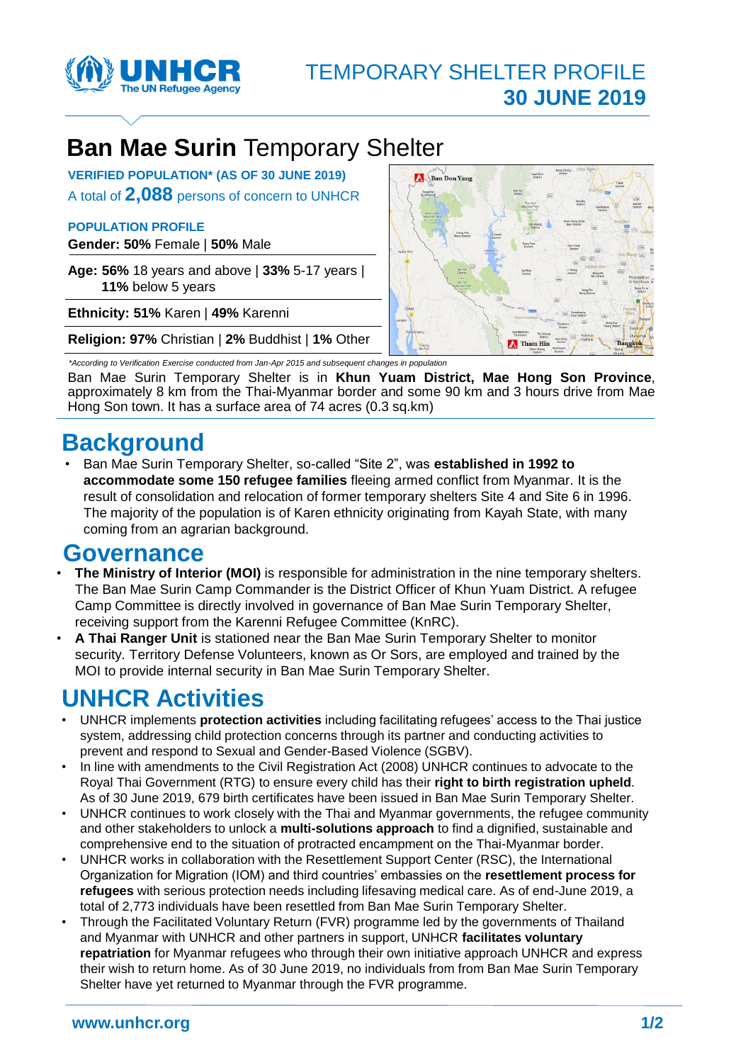TEMPORARY SHELTER PROFILE
**30 JUNE 2019**

# **Ban Mae Surin** Temporary Shelter

**VERIFIED POPULATION\* (AS OF 30 JUNE 2019)**

A total of **2,088** persons of concern to UNHCR

**POPULATION PROFILE**

**Gender: 50%** Female | **50%** Male

**Age: 56%** 18 years and above | **33%** 5-17 years | **11%** below 5 years

**Ethnicity: 51%** Karen | **49%** Karenni

**Religion: 97%** Christian | **2%** Buddhist | **1%** Other

*\*According to Verification Exercise conducted from Jan-Apr 2015 and subsequent changes in population*

Ban Mae Surin Temporary Shelter is in **Khun Yuam District, Mae Hong Son Province**, approximately 8 km from the Thai-Myanmar border and some 90 km and 3 hours drive from Mae Hong Son town. It has a surface area of 74 acres (0.3 sq.km)

## Background

- Ban Mae Surin Temporary Shelter, so-called "Site 2", was **established in 1992 to accommodate some 150 refugee families** fleeing armed conflict from Myanmar. It is the result of consolidation and relocation of former temporary shelters Site 4 and Site 6 in 1996. The majority of the population is of Karen ethnicity originating from Kayah State, with many coming from an agrarian background.

## Governance

- **The Ministry of Interior (MOI)** is responsible for administration in the nine temporary shelters. The Ban Mae Surin Camp Commander is the District Officer of Khun Yuam District. A refugee Camp Committee is directly involved in governance of Ban Mae Surin Temporary Shelter, receiving support from the Karenni Refugee Committee (KnRC).
- **A Thai Ranger Unit** is stationed near the Ban Mae Surin Temporary Shelter to monitor security. Territory Defense Volunteers, known as Or Sors, are employed and trained by the MOI to provide internal security in Ban Mae Surin Temporary Shelter.

## UNHCR Activities

- UNHCR implements **protection activities** including facilitating refugees' access to the Thai justice system, addressing child protection concerns through its partner and conducting activities to prevent and respond to Sexual and Gender-Based Violence (SGBV).
- In line with amendments to the Civil Registration Act (2008) UNHCR continues to advocate to the Royal Thai Government (RTG) to ensure every child has their **right to birth registration upheld**. As of 30 June 2019, 679 birth certificates have been issued in Ban Mae Surin Temporary Shelter.
- UNHCR continues to work closely with the Thai and Myanmar governments, the refugee community and other stakeholders to unlock a **multi-solutions approach** to find a dignified, sustainable and comprehensive end to the situation of protracted encampment on the Thai-Myanmar border.
- UNHCR works in collaboration with the Resettlement Support Center (RSC), the International Organization for Migration (IOM) and third countries' embassies on the **resettlement process for refugees** with serious protection needs including lifesaving medical care. As of end-June 2019, a total of 2,773 individuals have been resettled from Ban Mae Surin Temporary Shelter.
- Through the Facilitated Voluntary Return (FVR) programme led by the governments of Thailand and Myanmar with UNHCR and other partners in support, UNHCR **facilitates voluntary repatriation** for Myanmar refugees who through their own initiative approach UNHCR and express their wish to return home. As of 30 June 2019, no individuals from from Ban Mae Surin Temporary Shelter have yet returned to Myanmar through the FVR programme.

www.unhcr.org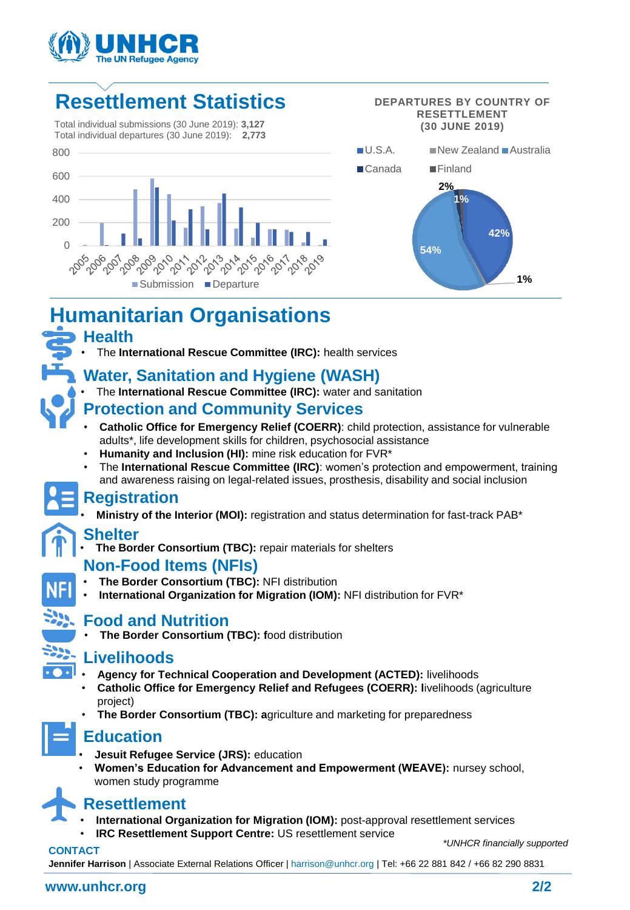# Resettlement Statistics

Total individual submissions (30 June 2019): **3,127**
Total individual departures (30 June 2019): **2,773**

800
600
400
200
0
2005 2006 2007 2008 2009 2010 2011 2012 2013 2014 2015 2016 2017 2018 2019
Submission Departure

**DEPARTURES BY COUNTRY OF RESETTLEMENT (30 JUNE 2019)**

U.S.A. New Zealand Australia Canada Finland

2%
1%
42%
54%
1%

# Humanitarian Organisations

## Health

- The **International Rescue Committee (IRC):** health services

## Water, Sanitation and Hygiene (WASH)

- The **International Rescue Committee (IRC):** water and sanitation

## Protection and Community Services

- **Catholic Office for Emergency Relief (COERR)**: child protection, assistance for vulnerable adults*, life development skills for children, psychosocial assistance
- **Humanity and Inclusion (HI):** mine risk education for FVR*
- The **International Rescue Committee (IRC)**: women's protection and empowerment, training and awareness raising on legal-related issues, prosthesis, disability and social inclusion

## Registration

- **Ministry of the Interior (MOI):** registration and status determination for fast-track PAB*

## Shelter

- **The Border Consortium (TBC):** repair materials for shelters

## Non-Food Items (NFIs)

- **The Border Consortium (TBC):** NFI distribution
- **International Organization for Migration (IOM):** NFI distribution for FVR*

## Food and Nutrition

- **The Border Consortium (TBC): f**ood distribution

## Livelihoods

- **Agency for Technical Cooperation and Development (ACTED):** livelihoods
- **Catholic Office for Emergency Relief and Refugees (COERR): l**ivelihoods (agriculture project)
- **The Border Consortium (TBC): a**griculture and marketing for preparedness

## Education

- **Jesuit Refugee Service (JRS):** education
- **Women's Education for Advancement and Empowerment (WEAVE):** nursey school, women study programme

## Resettlement

- **International Organization for Migration (IOM):** post-approval resettlement services
- **IRC Resettlement Support Centre:** US resettlement service

*\*UNHCR financially supported*

**CONTACT**

**Jennifer Harrison** | Associate External Relations Officer | harrison@unhcr.org | Tel: +66 22 881 842 / +66 82 290 8831

**www.unhcr.org**